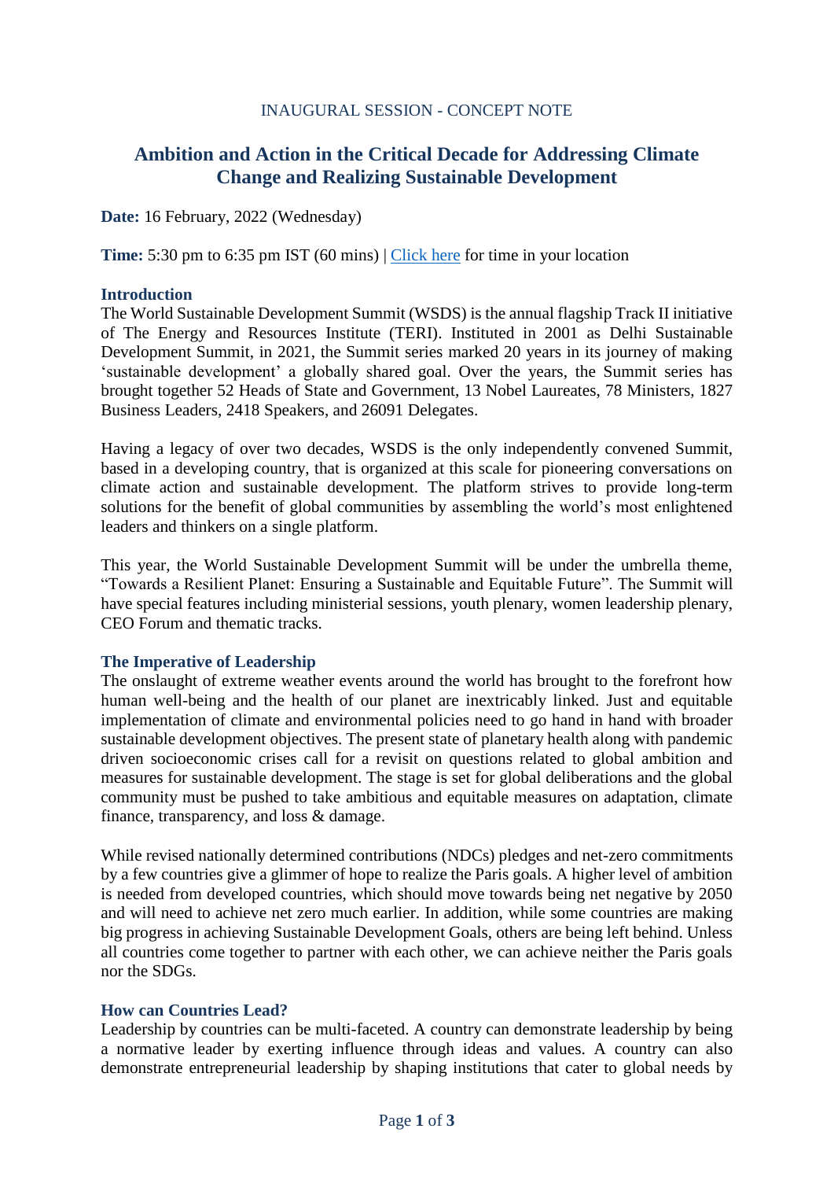INAUGURAL SESSION - CONCEPT NOTE

# Ambition and Action in the Critical Decade for Addressing Climate Change and Realizing Sustainable Development

**Date:** 16 February, 2022 (Wednesday)

**Time:** 5:30 pm to 6:35 pm IST (60 mins) | Click here for time in your location

## Introduction

The World Sustainable Development Summit (WSDS) is the annual flagship Track II initiative of The Energy and Resources Institute (TERI). Instituted in 2001 as Delhi Sustainable Development Summit, in 2021, the Summit series marked 20 years in its journey of making 'sustainable development' a globally shared goal. Over the years, the Summit series has brought together 52 Heads of State and Government, 13 Nobel Laureates, 78 Ministers, 1827 Business Leaders, 2418 Speakers, and 26091 Delegates.

Having a legacy of over two decades, WSDS is the only independently convened Summit, based in a developing country, that is organized at this scale for pioneering conversations on climate action and sustainable development. The platform strives to provide long-term solutions for the benefit of global communities by assembling the world's most enlightened leaders and thinkers on a single platform.

This year, the World Sustainable Development Summit will be under the umbrella theme, "Towards a Resilient Planet: Ensuring a Sustainable and Equitable Future". The Summit will have special features including ministerial sessions, youth plenary, women leadership plenary, CEO Forum and thematic tracks.

## The Imperative of Leadership

The onslaught of extreme weather events around the world has brought to the forefront how human well-being and the health of our planet are inextricably linked. Just and equitable implementation of climate and environmental policies need to go hand in hand with broader sustainable development objectives. The present state of planetary health along with pandemic driven socioeconomic crises call for a revisit on questions related to global ambition and measures for sustainable development. The stage is set for global deliberations and the global community must be pushed to take ambitious and equitable measures on adaptation, climate finance, transparency, and loss & damage.

While revised nationally determined contributions (NDCs) pledges and net-zero commitments by a few countries give a glimmer of hope to realize the Paris goals. A higher level of ambition is needed from developed countries, which should move towards being net negative by 2050 and will need to achieve net zero much earlier. In addition, while some countries are making big progress in achieving Sustainable Development Goals, others are being left behind. Unless all countries come together to partner with each other, we can achieve neither the Paris goals nor the SDGs.

## How can Countries Lead?

Leadership by countries can be multi-faceted. A country can demonstrate leadership by being a normative leader by exerting influence through ideas and values. A country can also demonstrate entrepreneurial leadership by shaping institutions that cater to global needs by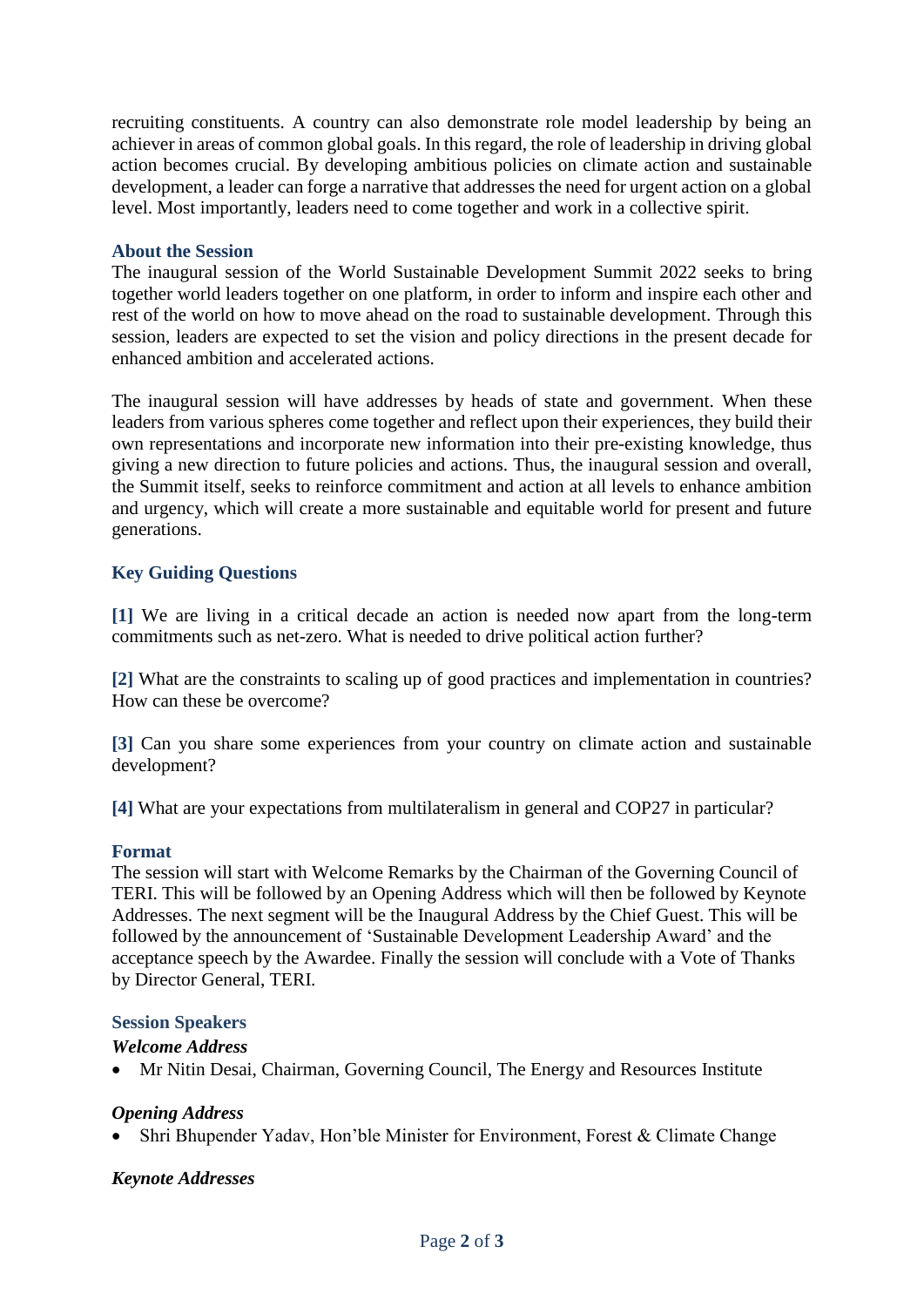recruiting constituents. A country can also demonstrate role model leadership by being an achiever in areas of common global goals. In this regard, the role of leadership in driving global action becomes crucial. By developing ambitious policies on climate action and sustainable development, a leader can forge a narrative that addresses the need for urgent action on a global level. Most importantly, leaders need to come together and work in a collective spirit.

## About the Session

The inaugural session of the World Sustainable Development Summit 2022 seeks to bring together world leaders together on one platform, in order to inform and inspire each other and rest of the world on how to move ahead on the road to sustainable development. Through this session, leaders are expected to set the vision and policy directions in the present decade for enhanced ambition and accelerated actions.

The inaugural session will have addresses by heads of state and government. When these leaders from various spheres come together and reflect upon their experiences, they build their own representations and incorporate new information into their pre-existing knowledge, thus giving a new direction to future policies and actions. Thus, the inaugural session and overall, the Summit itself, seeks to reinforce commitment and action at all levels to enhance ambition and urgency, which will create a more sustainable and equitable world for present and future generations.

## Key Guiding Questions

**[1]** We are living in a critical decade an action is needed now apart from the long-term commitments such as net-zero. What is needed to drive political action further?

**[2]** What are the constraints to scaling up of good practices and implementation in countries? How can these be overcome?

**[3]** Can you share some experiences from your country on climate action and sustainable development?

**[4]** What are your expectations from multilateralism in general and COP27 in particular?

## Format

The session will start with Welcome Remarks by the Chairman of the Governing Council of TERI. This will be followed by an Opening Address which will then be followed by Keynote Addresses. The next segment will be the Inaugural Address by the Chief Guest. This will be followed by the announcement of 'Sustainable Development Leadership Award' and the acceptance speech by the Awardee. Finally the session will conclude with a Vote of Thanks by Director General, TERI.

## Session Speakers

### *Welcome Address*

- Mr Nitin Desai, Chairman, Governing Council, The Energy and Resources Institute

### *Opening Address*

- Shri Bhupender Yadav, Hon'ble Minister for Environment, Forest & Climate Change

### *Keynote Addresses*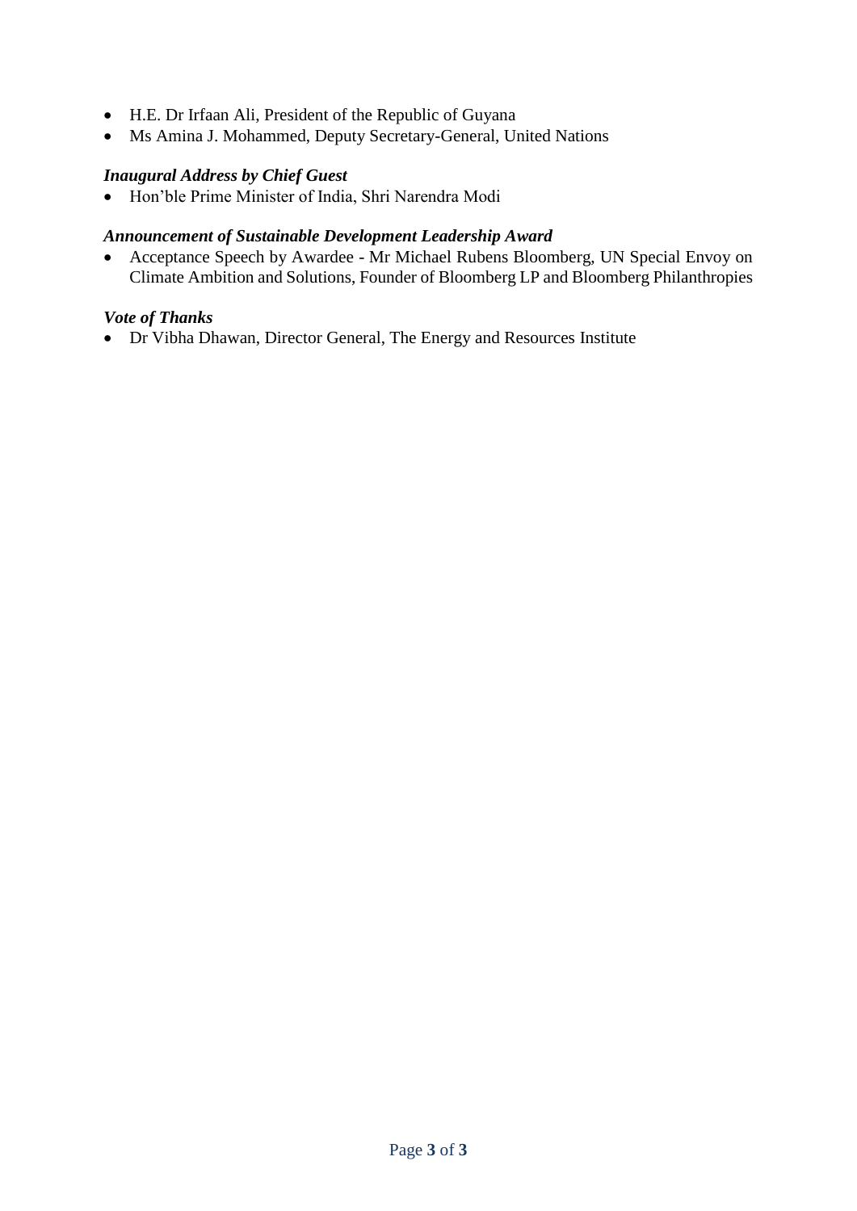- H.E. Dr Irfaan Ali, President of the Republic of Guyana
- Ms Amina J. Mohammed, Deputy Secretary-General, United Nations

***Inaugural Address by Chief Guest***

- Hon'ble Prime Minister of India, Shri Narendra Modi

***Announcement of Sustainable Development Leadership Award***

- Acceptance Speech by Awardee - Mr Michael Rubens Bloomberg, UN Special Envoy on Climate Ambition and Solutions, Founder of Bloomberg LP and Bloomberg Philanthropies

***Vote of Thanks***

- Dr Vibha Dhawan, Director General, The Energy and Resources Institute